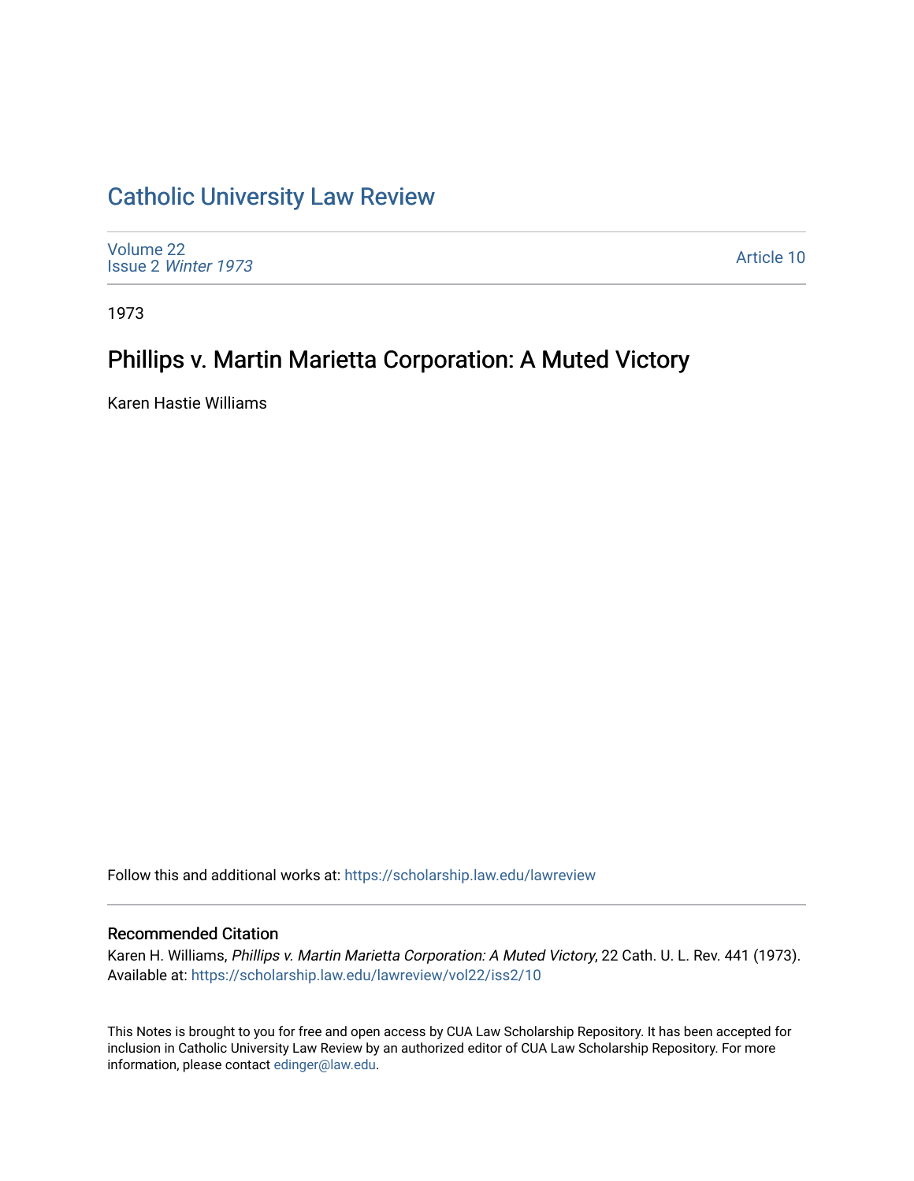# Catholic University Law Review

Volume 22
Issue 2 *Winter 1973*

Article 10

1973

## Phillips v. Martin Marietta Corporation: A Muted Victory

Karen Hastie Williams

Follow this and additional works at: https://scholarship.law.edu/lawreview

### Recommended Citation

Karen H. Williams, *Phillips v. Martin Marietta Corporation: A Muted Victory*, 22 Cath. U. L. Rev. 441 (1973).
Available at: https://scholarship.law.edu/lawreview/vol22/iss2/10

This Notes is brought to you for free and open access by CUA Law Scholarship Repository. It has been accepted for inclusion in Catholic University Law Review by an authorized editor of CUA Law Scholarship Repository. For more information, please contact edinger@law.edu.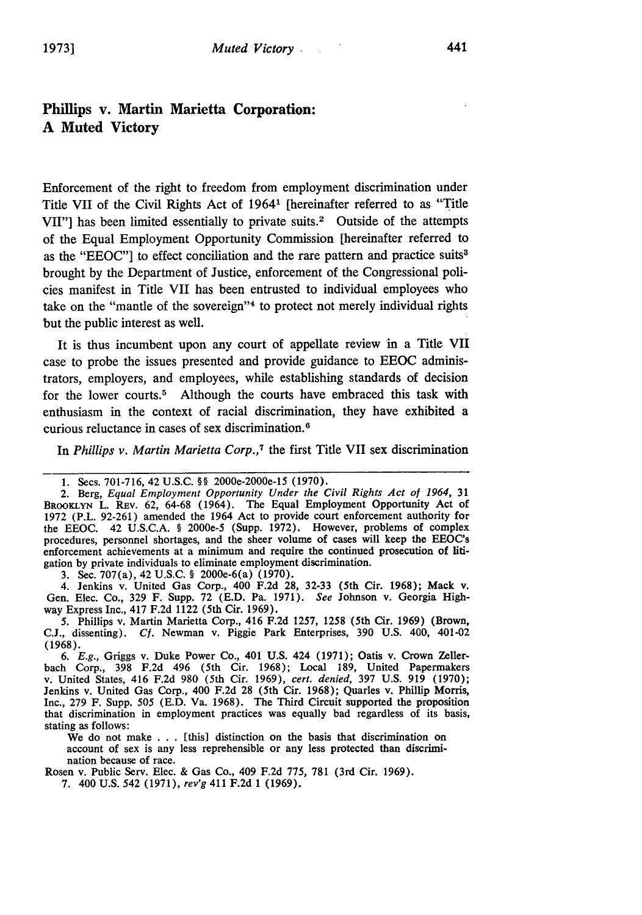## Phillips v. Martin Marietta Corporation: A Muted Victory

Enforcement of the right to freedom from employment discrimination under Title VII of the Civil Rights Act of 1964[1] [hereinafter referred to as "Title VII"] has been limited essentially to private suits.[2] Outside of the attempts of the Equal Employment Opportunity Commission [hereinafter referred to as the "EEOC"] to effect conciliation and the rare pattern and practice suits[3] brought by the Department of Justice, enforcement of the Congressional policies manifest in Title VII has been entrusted to individual employees who take on the "mantle of the sovereign"[4] to protect not merely individual rights but the public interest as well.

It is thus incumbent upon any court of appellate review in a Title VII case to probe the issues presented and provide guidance to EEOC administrators, employers, and employees, while establishing standards of decision for the lower courts.[5] Although the courts have embraced this task with enthusiasm in the context of racial discrimination, they have exhibited a curious reluctance in cases of sex discrimination.[6]

In *Phillips v. Martin Marietta Corp.*,[7] the first Title VII sex discrimination

---

1. Secs. 701-716, 42 U.S.C. §§ 2000e-2000e-15 (1970).

2. Berg, *Equal Employment Opportunity Under the Civil Rights Act of 1964*, 31 BROOKLYN L. REV. 62, 64-68 (1964). The Equal Employment Opportunity Act of 1972 (P.L. 92-261) amended the 1964 Act to provide court enforcement authority for the EEOC. 42 U.S.C.A. § 2000e-5 (Supp. 1972). However, problems of complex procedures, personnel shortages, and the sheer volume of cases will keep the EEOC's enforcement achievements at a minimum and require the continued prosecution of litigation by private individuals to eliminate employment discrimination.

3. Sec. 707(a), 42 U.S.C. § 2000e-6(a) (1970).

4. Jenkins v. United Gas Corp., 400 F.2d 28, 32-33 (5th Cir. 1968); Mack v. Gen. Elec. Co., 329 F. Supp. 72 (E.D. Pa. 1971). *See* Johnson v. Georgia Highway Express Inc., 417 F.2d 1122 (5th Cir. 1969).

5. Phillips v. Martin Marietta Corp., 416 F.2d 1257, 1258 (5th Cir. 1969) (Brown, C.J., dissenting). *Cf.* Newman v. Piggie Park Enterprises, 390 U.S. 400, 401-02 (1968).

6. *E.g.*, Griggs v. Duke Power Co., 401 U.S. 424 (1971); Oatis v. Crown Zellerbach Corp., 398 F.2d 496 (5th Cir. 1968); Local 189, United Papermakers v. United States, 416 F.2d 980 (5th Cir. 1969), *cert. denied*, 397 U.S. 919 (1970); Jenkins v. United Gas Corp., 400 F.2d 28 (5th Cir. 1968); Quarles v. Phillip Morris, Inc., 279 F. Supp. 505 (E.D. Va. 1968). The Third Circuit supported the proposition that discrimination in employment practices was equally bad regardless of its basis, stating as follows:

> We do not make . . . [this] distinction on the basis that discrimination on account of sex is any less reprehensible or any less protected than discrimination because of race.

Rosen v. Public Serv. Elec. & Gas Co., 409 F.2d 775, 781 (3rd Cir. 1969).

7. 400 U.S. 542 (1971), *rev'g* 411 F.2d 1 (1969).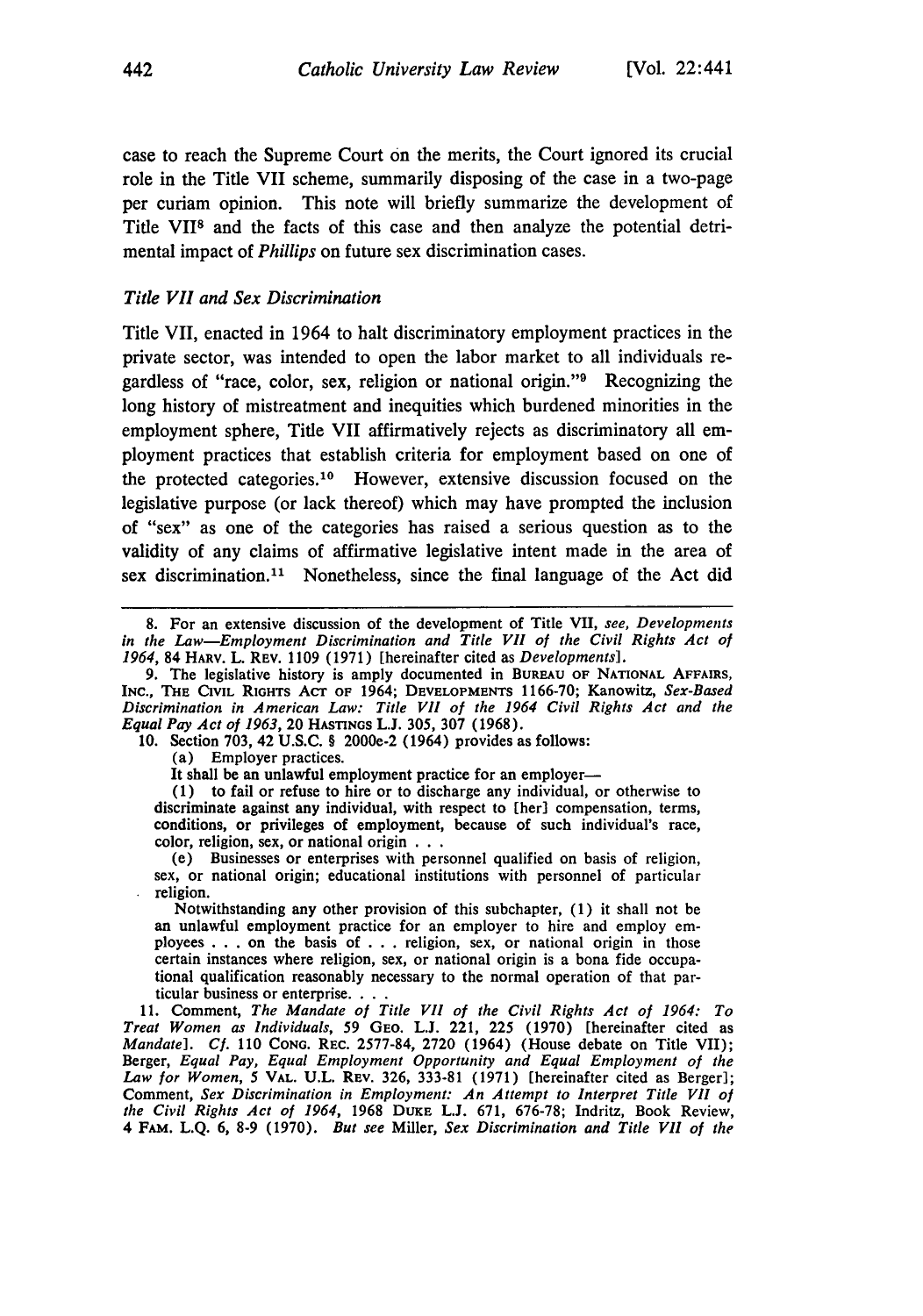case to reach the Supreme Court on the merits, the Court ignored its crucial role in the Title VII scheme, summarily disposing of the case in a two-page per curiam opinion. This note will briefly summarize the development of Title VII[8] and the facts of this case and then analyze the potential detrimental impact of *Phillips* on future sex discrimination cases.

### *Title VII and Sex Discrimination*

Title VII, enacted in 1964 to halt discriminatory employment practices in the private sector, was intended to open the labor market to all individuals regardless of "race, color, sex, religion or national origin."[9] Recognizing the long history of mistreatment and inequities which burdened minorities in the employment sphere, Title VII affirmatively rejects as discriminatory all employment practices that establish criteria for employment based on one of the protected categories.[10] However, extensive discussion focused on the legislative purpose (or lack thereof) which may have prompted the inclusion of "sex" as one of the categories has raised a serious question as to the validity of any claims of affirmative legislative intent made in the area of sex discrimination.[11] Nonetheless, since the final language of the Act did

---

8. For an extensive discussion of the development of Title VII, *see*, *Developments in the Law—Employment Discrimination and Title VII of the Civil Rights Act of 1964*, 84 HARV. L. REV. 1109 (1971) [hereinafter cited as *Developments*].

9. The legislative history is amply documented in BUREAU OF NATIONAL AFFAIRS, INC., THE CIVIL RIGHTS ACT OF 1964; DEVELOPMENTS 1166-70; Kanowitz, *Sex-Based Discrimination in American Law: Title VII of the 1964 Civil Rights Act and the Equal Pay Act of 1963*, 20 HASTINGS L.J. 305, 307 (1968).

10. Section 703, 42 U.S.C. § 2000e-2 (1964) provides as follows:

> (a) Employer practices.
>
> It shall be an unlawful employment practice for an employer—
>
> (1) to fail or refuse to hire or to discharge any individual, or otherwise to discriminate against any individual, with respect to [her] compensation, terms, conditions, or privileges of employment, because of such individual's race, color, religion, sex, or national origin . . .
>
> (e) Businesses or enterprises with personnel qualified on basis of religion, sex, or national origin; educational institutions with personnel of particular religion.
>
> Notwithstanding any other provision of this subchapter, (1) it shall not be an unlawful employment practice for an employer to hire and employ employees . . . on the basis of . . . religion, sex, or national origin in those certain instances where religion, sex, or national origin is a bona fide occupational qualification reasonably necessary to the normal operation of that particular business or enterprise. . . .

11. Comment, *The Mandate of Title VII of the Civil Rights Act of 1964: To Treat Women as Individuals*, 59 GEO. L.J. 221, 225 (1970) [hereinafter cited as *Mandate*]. *Cf.* 110 CONG. REC. 2577-84, 2720 (1964) (House debate on Title VII); Berger, *Equal Pay, Equal Employment Opportunity and Equal Employment of the Law for Women*, 5 VAL. U.L. REV. 326, 333-81 (1971) [hereinafter cited as Berger]; Comment, *Sex Discrimination in Employment: An Attempt to Interpret Title VII of the Civil Rights Act of 1964*, 1968 DUKE L.J. 671, 676-78; Indritz, Book Review, 4 FAM. L.Q. 6, 8-9 (1970). *But see* Miller, *Sex Discrimination and Title VII of the*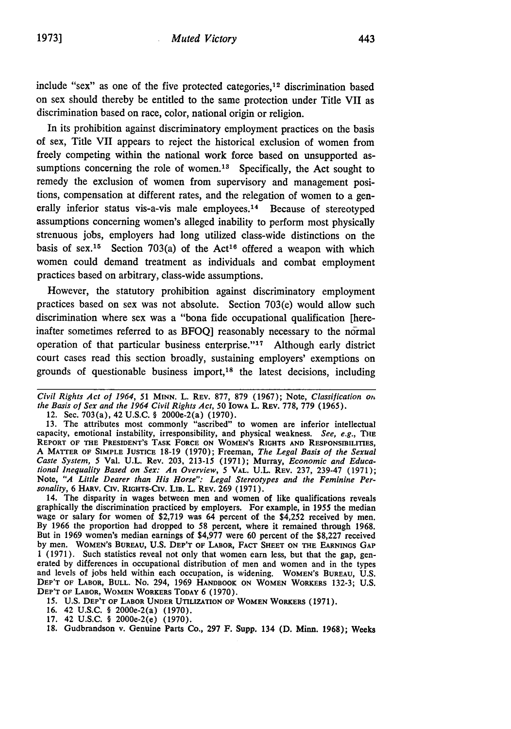include "sex" as one of the five protected categories,[12] discrimination based on sex should thereby be entitled to the same protection under Title VII as discrimination based on race, color, national origin or religion.

In its prohibition against discriminatory employment practices on the basis of sex, Title VII appears to reject the historical exclusion of women from freely competing within the national work force based on unsupported assumptions concerning the role of women.[13] Specifically, the Act sought to remedy the exclusion of women from supervisory and management positions, compensation at different rates, and the relegation of women to a generally inferior status vis-a-vis male employees.[14] Because of stereotyped assumptions concerning women's alleged inability to perform most physically strenuous jobs, employers had long utilized class-wide distinctions on the basis of sex.[15] Section 703(a) of the Act[16] offered a weapon with which women could demand treatment as individuals and combat employment practices based on arbitrary, class-wide assumptions.

However, the statutory prohibition against discriminatory employment practices based on sex was not absolute. Section 703(e) would allow such discrimination where sex was a "bona fide occupational qualification [hereinafter sometimes referred to as BFOQ] reasonably necessary to the normal operation of that particular business enterprise."[17] Although early district court cases read this section broadly, sustaining employers' exemptions on grounds of questionable business import,[18] the latest decisions, including

---

*Civil Rights Act of 1964*, 51 MINN. L. REV. 877, 879 (1967); Note, *Classification on the Basis of Sex and the 1964 Civil Rights Act*, 50 IOWA L. REV. 778, 779 (1965).

12. Sec. 703(a), 42 U.S.C. § 2000e-2(a) (1970).

13. The attributes most commonly "ascribed" to women are inferior intellectual capacity, emotional instability, irresponsibility, and physical weakness. *See, e.g.*, THE REPORT OF THE PRESIDENT'S TASK FORCE ON WOMEN'S RIGHTS AND RESPONSIBILITIES, A MATTER OF SIMPLE JUSTICE 18-19 (1970); Freeman, *The Legal Basis of the Sexual Caste System*, 5 Val. U.L. Rev. 203, 213-15 (1971); Murray, *Economic and Educational Inequality Based on Sex: An Overview*, 5 VAL. U.L. REV. 237, 239-47 (1971); Note, *"A Little Dearer than His Horse": Legal Stereotypes and the Feminine Personality*, 6 HARV. CIV. RIGHTS-CIV. LIB. L. REV. 269 (1971).

14. The disparity in wages between men and women of like qualifications reveals graphically the discrimination practiced by employers. For example, in 1955 the median wage or salary for women of $2,719 was 64 percent of the $4,252 received by men. By 1966 the proportion had dropped to 58 percent, where it remained through 1968. But in 1969 women's median earnings of $4,977 were 60 percent of the $8,227 received by men. WOMEN'S BUREAU, U.S. DEP'T OF LABOR, FACT SHEET ON THE EARNINGS GAP 1 (1971). Such statistics reveal not only that women earn less, but that the gap, generated by differences in occupational distribution of men and women and in the types and levels of jobs held within each occupation, is widening. WOMEN'S BUREAU, U.S. DEP'T OF LABOR, BULL. No. 294, 1969 HANDBOOK ON WOMEN WORKERS 132-3; U.S. DEP'T OF LABOR, WOMEN WORKERS TODAY 6 (1970).

15. U.S. DEP'T OF LABOR UNDER UTILIZATION OF WOMEN WORKERS (1971).

16. 42 U.S.C. § 2000e-2(a) (1970).

17. 42 U.S.C. § 2000e-2(e) (1970).

18. Gudbrandson v. Genuine Parts Co., 297 F. Supp. 134 (D. Minn. 1968); Weeks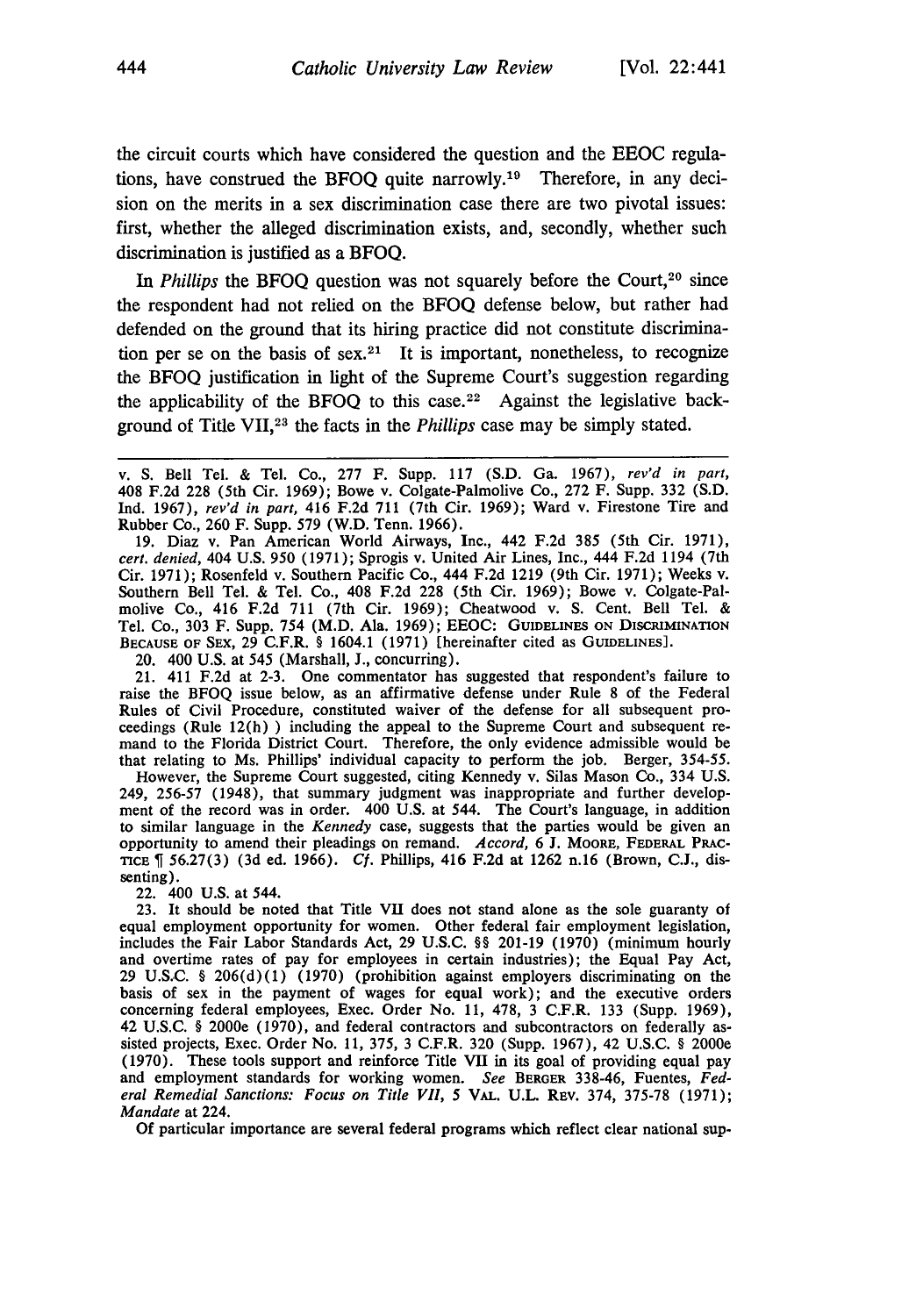the circuit courts which have considered the question and the EEOC regulations, have construed the BFOQ quite narrowly.[19] Therefore, in any decision on the merits in a sex discrimination case there are two pivotal issues: first, whether the alleged discrimination exists, and, secondly, whether such discrimination is justified as a BFOQ.

In *Phillips* the BFOQ question was not squarely before the Court,[20] since the respondent had not relied on the BFOQ defense below, but rather had defended on the ground that its hiring practice did not constitute discrimination per se on the basis of sex.[21] It is important, nonetheless, to recognize the BFOQ justification in light of the Supreme Court's suggestion regarding the applicability of the BFOQ to this case.[22] Against the legislative background of Title VII,[23] the facts in the *Phillips* case may be simply stated.

---

v. S. Bell Tel. & Tel. Co., 277 F. Supp. 117 (S.D. Ga. 1967), *rev'd in part*, 408 F.2d 228 (5th Cir. 1969); Bowe v. Colgate-Palmolive Co., 272 F. Supp. 332 (S.D. Ind. 1967), *rev'd in part*, 416 F.2d 711 (7th Cir. 1969); Ward v. Firestone Tire and Rubber Co., 260 F. Supp. 579 (W.D. Tenn. 1966).

19. Diaz v. Pan American World Airways, Inc., 442 F.2d 385 (5th Cir. 1971), *cert. denied*, 404 U.S. 950 (1971); Sprogis v. United Air Lines, Inc., 444 F.2d 1194 (7th Cir. 1971); Rosenfeld v. Southern Pacific Co., 444 F.2d 1219 (9th Cir. 1971); Weeks v. Southern Bell Tel. & Tel. Co., 408 F.2d 228 (5th Cir. 1969); Bowe v. Colgate-Palmolive Co., 416 F.2d 711 (7th Cir. 1969); Cheatwood v. S. Cent. Bell Tel. & Tel. Co., 303 F. Supp. 754 (M.D. Ala. 1969); EEOC: GUIDELINES ON DISCRIMINATION BECAUSE OF SEX, 29 C.F.R. § 1604.1 (1971) [hereinafter cited as GUIDELINES].

20. 400 U.S. at 545 (Marshall, J., concurring).

21. 411 F.2d at 2-3. One commentator has suggested that respondent's failure to raise the BFOQ issue below, as an affirmative defense under Rule 8 of the Federal Rules of Civil Procedure, constituted waiver of the defense for all subsequent proceedings (Rule 12(h) ) including the appeal to the Supreme Court and subsequent remand to the Florida District Court. Therefore, the only evidence admissible would be that relating to Ms. Phillips' individual capacity to perform the job. Berger, 354-55.

However, the Supreme Court suggested, citing Kennedy v. Silas Mason Co., 334 U.S. 249, 256-57 (1948), that summary judgment was inappropriate and further development of the record was in order. 400 U.S. at 544. The Court's language, in addition to similar language in the *Kennedy* case, suggests that the parties would be given an opportunity to amend their pleadings on remand. *Accord*, 6 J. MOORE, FEDERAL PRACTICE ¶ 56.27(3) (3d ed. 1966). *Cf.* Phillips, 416 F.2d at 1262 n.16 (Brown, C.J., dissenting).

22. 400 U.S. at 544.

23. It should be noted that Title VII does not stand alone as the sole guaranty of equal employment opportunity for women. Other federal fair employment legislation, includes the Fair Labor Standards Act, 29 U.S.C. §§ 201-19 (1970) (minimum hourly and overtime rates of pay for employees in certain industries); the Equal Pay Act, 29 U.S.C. § 206(d)(1) (1970) (prohibition against employers discriminating on the basis of sex in the payment of wages for equal work); and the executive orders concerning federal employees, Exec. Order No. 11, 478, 3 C.F.R. 133 (Supp. 1969), 42 U.S.C. § 2000e (1970), and federal contractors and subcontractors on federally assisted projects, Exec. Order No. 11, 375, 3 C.F.R. 320 (Supp. 1967), 42 U.S.C. § 2000e (1970). These tools support and reinforce Title VII in its goal of providing equal pay and employment standards for working women. *See* BERGER 338-46, Fuentes, *Federal Remedial Sanctions: Focus on Title VII*, 5 VAL. U.L. REV. 374, 375-78 (1971); *Mandate* at 224.

Of particular importance are several federal programs which reflect clear national sup-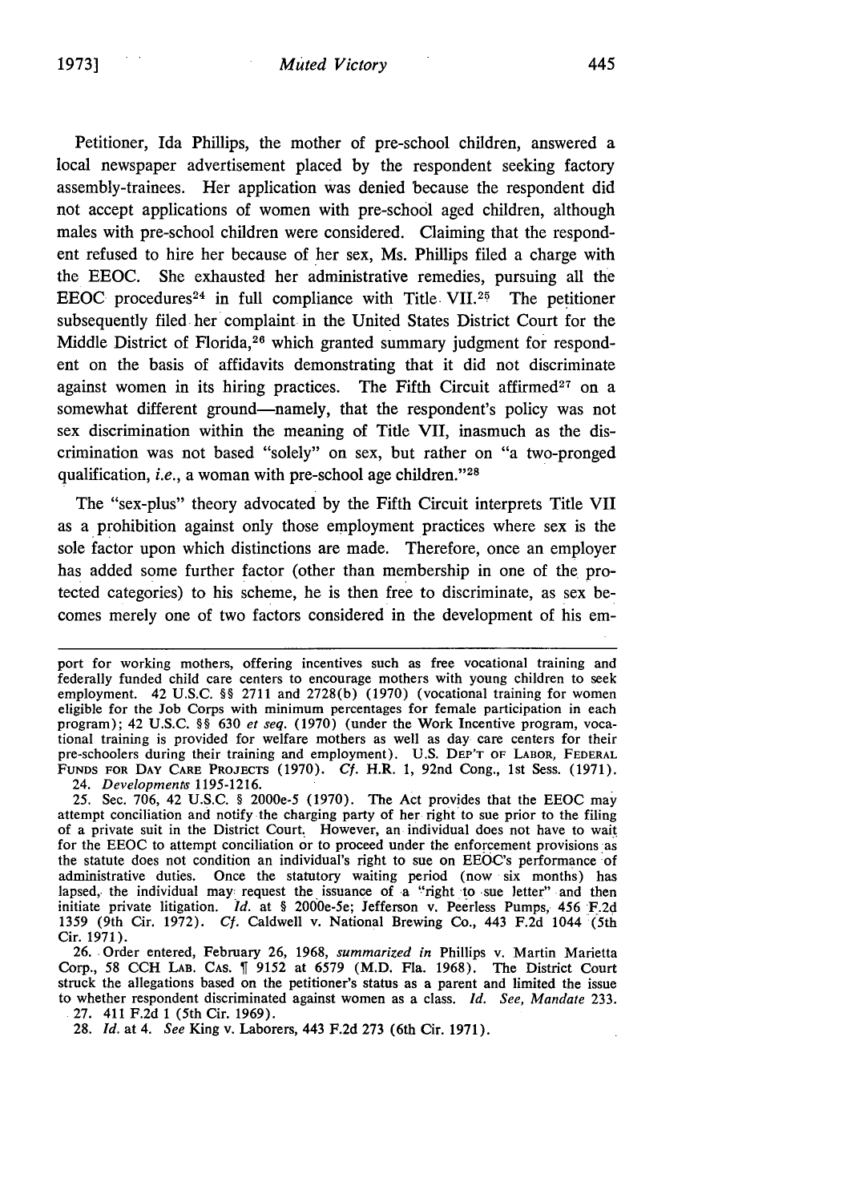Petitioner, Ida Phillips, the mother of pre-school children, answered a local newspaper advertisement placed by the respondent seeking factory assembly-trainees. Her application was denied because the respondent did not accept applications of women with pre-school aged children, although males with pre-school children were considered. Claiming that the respondent refused to hire her because of her sex, Ms. Phillips filed a charge with the EEOC. She exhausted her administrative remedies, pursuing all the EEOC procedures[24] in full compliance with Title VII.[25] The petitioner subsequently filed her complaint in the United States District Court for the Middle District of Florida,[26] which granted summary judgment for respondent on the basis of affidavits demonstrating that it did not discriminate against women in its hiring practices. The Fifth Circuit affirmed[27] on a somewhat different ground—namely, that the respondent's policy was not sex discrimination within the meaning of Title VII, inasmuch as the discrimination was not based "solely" on sex, but rather on "a two-pronged qualification, *i.e.*, a woman with pre-school age children."[28]

The "sex-plus" theory advocated by the Fifth Circuit interprets Title VII as a prohibition against only those employment practices where sex is the sole factor upon which distinctions are made. Therefore, once an employer has added some further factor (other than membership in one of the protected categories) to his scheme, he is then free to discriminate, as sex becomes merely one of two factors considered in the development of his em-

---

port for working mothers, offering incentives such as free vocational training and federally funded child care centers to encourage mothers with young children to seek employment. 42 U.S.C. §§ 2711 and 2728(b) (1970) (vocational training for women eligible for the Job Corps with minimum percentages for female participation in each program); 42 U.S.C. §§ 630 *et seq.* (1970) (under the Work Incentive program, vocational training is provided for welfare mothers as well as day care centers for their pre-schoolers during their training and employment). U.S. DEP'T OF LABOR, FEDERAL FUNDS FOR DAY CARE PROJECTS (1970). *Cf.* H.R. 1, 92nd Cong., 1st Sess. (1971).

24. *Developments* 1195-1216.

25. Sec. 706, 42 U.S.C. § 2000e-5 (1970). The Act provides that the EEOC may attempt conciliation and notify the charging party of her right to sue prior to the filing of a private suit in the District Court. However, an individual does not have to wait for the EEOC to attempt conciliation or to proceed under the enforcement provisions as the statute does not condition an individual's right to sue on EEOC's performance of administrative duties. Once the statutory waiting period (now six months) has lapsed, the individual may request the issuance of a "right to sue letter" and then initiate private litigation. *Id.* at § 2000e-5e; Jefferson v. Peerless Pumps, 456 F.2d 1359 (9th Cir. 1972). *Cf.* Caldwell v. National Brewing Co., 443 F.2d 1044 (5th Cir. 1971).

26. Order entered, February 26, 1968, *summarized in* Phillips v. Martin Marietta Corp., 58 CCH LAB. CAS. ¶ 9152 at 6579 (M.D. Fla. 1968). The District Court struck the allegations based on the petitioner's status as a parent and limited the issue to whether respondent discriminated against women as a class. *Id. See, Mandate* 233.

27. 411 F.2d 1 (5th Cir. 1969).

28. *Id.* at 4. *See* King v. Laborers, 443 F.2d 273 (6th Cir. 1971).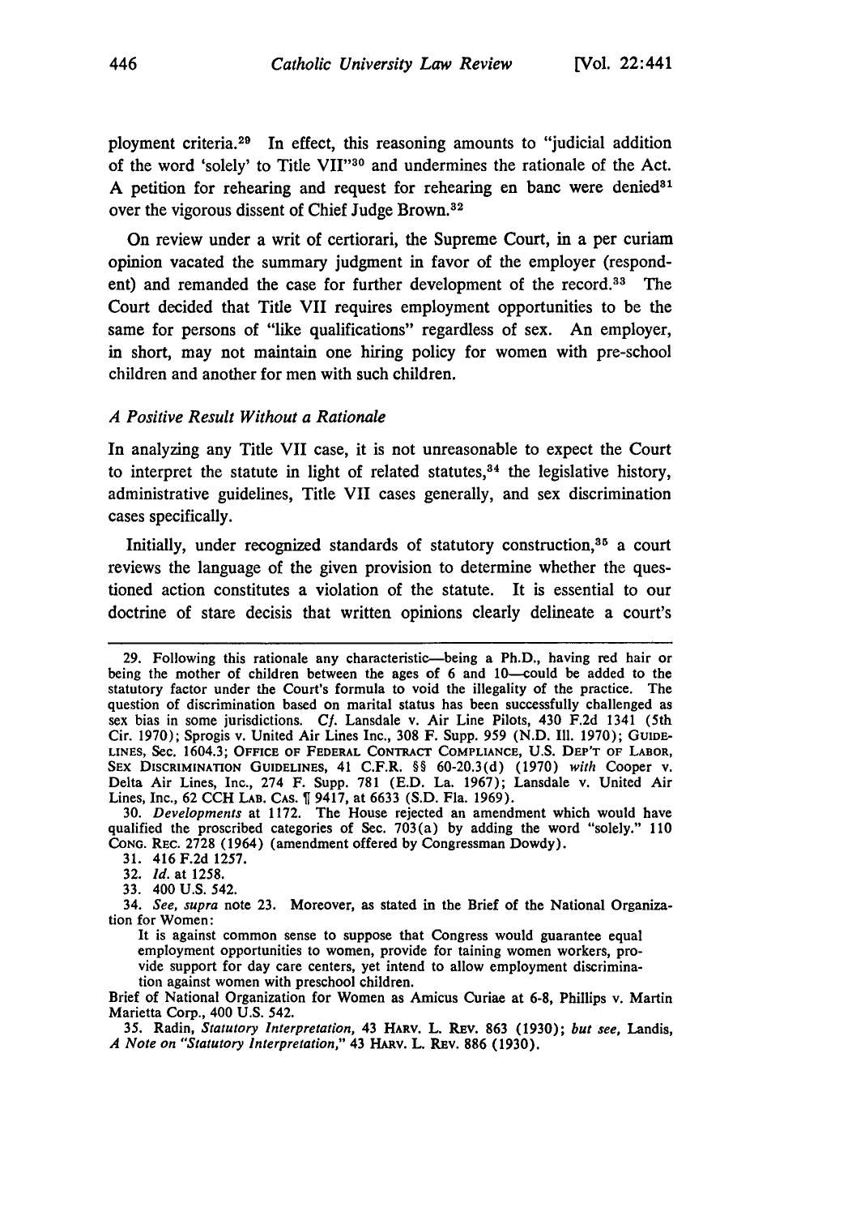ployment criteria.[29] In effect, this reasoning amounts to "judicial addition of the word 'solely' to Title VII"[30] and undermines the rationale of the Act. A petition for rehearing and request for rehearing en banc were denied[31] over the vigorous dissent of Chief Judge Brown.[32]

On review under a writ of certiorari, the Supreme Court, in a per curiam opinion vacated the summary judgment in favor of the employer (respondent) and remanded the case for further development of the record.[33] The Court decided that Title VII requires employment opportunities to be the same for persons of "like qualifications" regardless of sex. An employer, in short, may not maintain one hiring policy for women with pre-school children and another for men with such children.

### *A Positive Result Without a Rationale*

In analyzing any Title VII case, it is not unreasonable to expect the Court to interpret the statute in light of related statutes,[34] the legislative history, administrative guidelines, Title VII cases generally, and sex discrimination cases specifically.

Initially, under recognized standards of statutory construction,[35] a court reviews the language of the given provision to determine whether the questioned action constitutes a violation of the statute. It is essential to our doctrine of stare decisis that written opinions clearly delineate a court's

---

29. Following this rationale any characteristic—being a Ph.D., having red hair or being the mother of children between the ages of 6 and 10—could be added to the statutory factor under the Court's formula to void the illegality of the practice. The question of discrimination based on marital status has been successfully challenged as sex bias in some jurisdictions. *Cf.* Lansdale v. Air Line Pilots, 430 F.2d 1341 (5th Cir. 1970); Sprogis v. United Air Lines Inc., 308 F. Supp. 959 (N.D. Ill. 1970); GUIDELINES, Sec. 1604.3; OFFICE OF FEDERAL CONTRACT COMPLIANCE, U.S. DEP'T OF LABOR, SEX DISCRIMINATION GUIDELINES, 41 C.F.R. §§ 60-20.3(d) (1970) *with* Cooper v. Delta Air Lines, Inc., 274 F. Supp. 781 (E.D. La. 1967); Lansdale v. United Air Lines, Inc., 62 CCH LAB. CAS. ¶ 9417, at 6633 (S.D. Fla. 1969).

30. *Developments* at 1172. The House rejected an amendment which would have qualified the proscribed categories of Sec. 703(a) by adding the word "solely." 110 CONG. REC. 2728 (1964) (amendment offered by Congressman Dowdy).

31. 416 F.2d 1257.

32. *Id.* at 1258.

33. 400 U.S. 542.

34. *See, supra* note 23. Moreover, as stated in the Brief of the National Organization for Women:

> It is against common sense to suppose that Congress would guarantee equal employment opportunities to women, provide for taining women workers, provide support for day care centers, yet intend to allow employment discrimination against women with preschool children.

Brief of National Organization for Women as Amicus Curiae at 6-8, Phillips v. Martin Marietta Corp., 400 U.S. 542.

35. Radin, *Statutory Interpretation,* 43 HARV. L. REV. 863 (1930); *but see,* Landis, *A Note on "Statutory Interpretation,"* 43 HARV. L. REV. 886 (1930).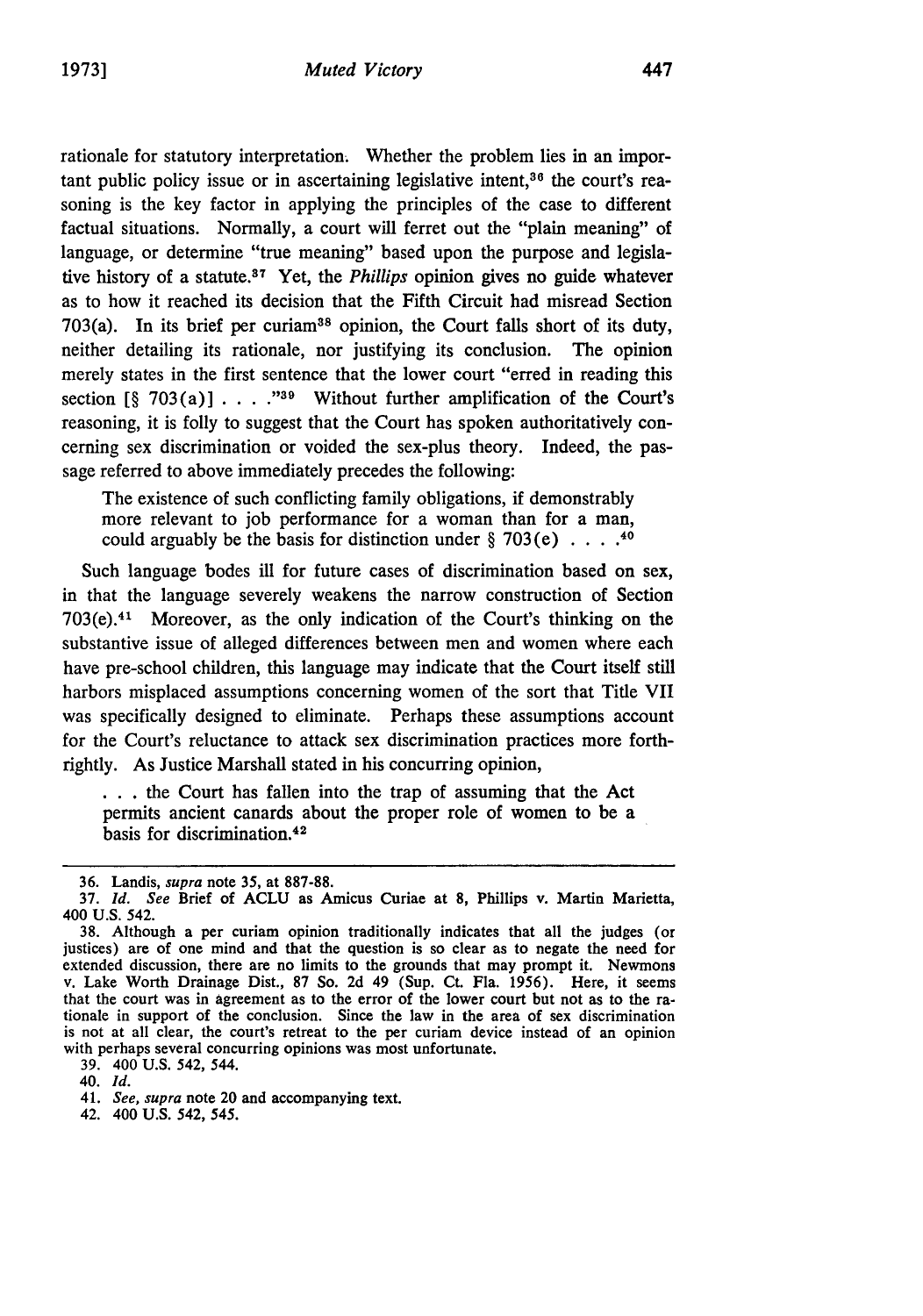rationale for statutory interpretation. Whether the problem lies in an important public policy issue or in ascertaining legislative intent,[36] the court's reasoning is the key factor in applying the principles of the case to different factual situations. Normally, a court will ferret out the "plain meaning" of language, or determine "true meaning" based upon the purpose and legislative history of a statute.[37] Yet, the *Phillips* opinion gives no guide whatever as to how it reached its decision that the Fifth Circuit had misread Section 703(a). In its brief per curiam[38] opinion, the Court falls short of its duty, neither detailing its rationale, nor justifying its conclusion. The opinion merely states in the first sentence that the lower court "erred in reading this section [§ 703(a)] . . . ."[39] Without further amplification of the Court's reasoning, it is folly to suggest that the Court has spoken authoritatively concerning sex discrimination or voided the sex-plus theory. Indeed, the passage referred to above immediately precedes the following:

> The existence of such conflicting family obligations, if demonstrably more relevant to job performance for a woman than for a man, could arguably be the basis for distinction under § 703(e) . . . .[40]

Such language bodes ill for future cases of discrimination based on sex, in that the language severely weakens the narrow construction of Section 703(e).[41] Moreover, as the only indication of the Court's thinking on the substantive issue of alleged differences between men and women where each have pre-school children, this language may indicate that the Court itself still harbors misplaced assumptions concerning women of the sort that Title VII was specifically designed to eliminate. Perhaps these assumptions account for the Court's reluctance to attack sex discrimination practices more forthrightly. As Justice Marshall stated in his concurring opinion,

> . . . the Court has fallen into the trap of assuming that the Act permits ancient canards about the proper role of women to be a basis for discrimination.[42]

---

36. Landis, *supra* note 35, at 887-88.

37. *Id. See* Brief of ACLU as Amicus Curiae at 8, Phillips v. Martin Marietta, 400 U.S. 542.

38. Although a per curiam opinion traditionally indicates that all the judges (or justices) are of one mind and that the question is so clear as to negate the need for extended discussion, there are no limits to the grounds that may prompt it. Newmons v. Lake Worth Drainage Dist., 87 So. 2d 49 (Sup. Ct. Fla. 1956). Here, it seems that the court was in agreement as to the error of the lower court but not as to the rationale in support of the conclusion. Since the law in the area of sex discrimination is not at all clear, the court's retreat to the per curiam device instead of an opinion with perhaps several concurring opinions was most unfortunate.

39. 400 U.S. 542, 544.

40. *Id.*

41. *See, supra* note 20 and accompanying text.

42. 400 U.S. 542, 545.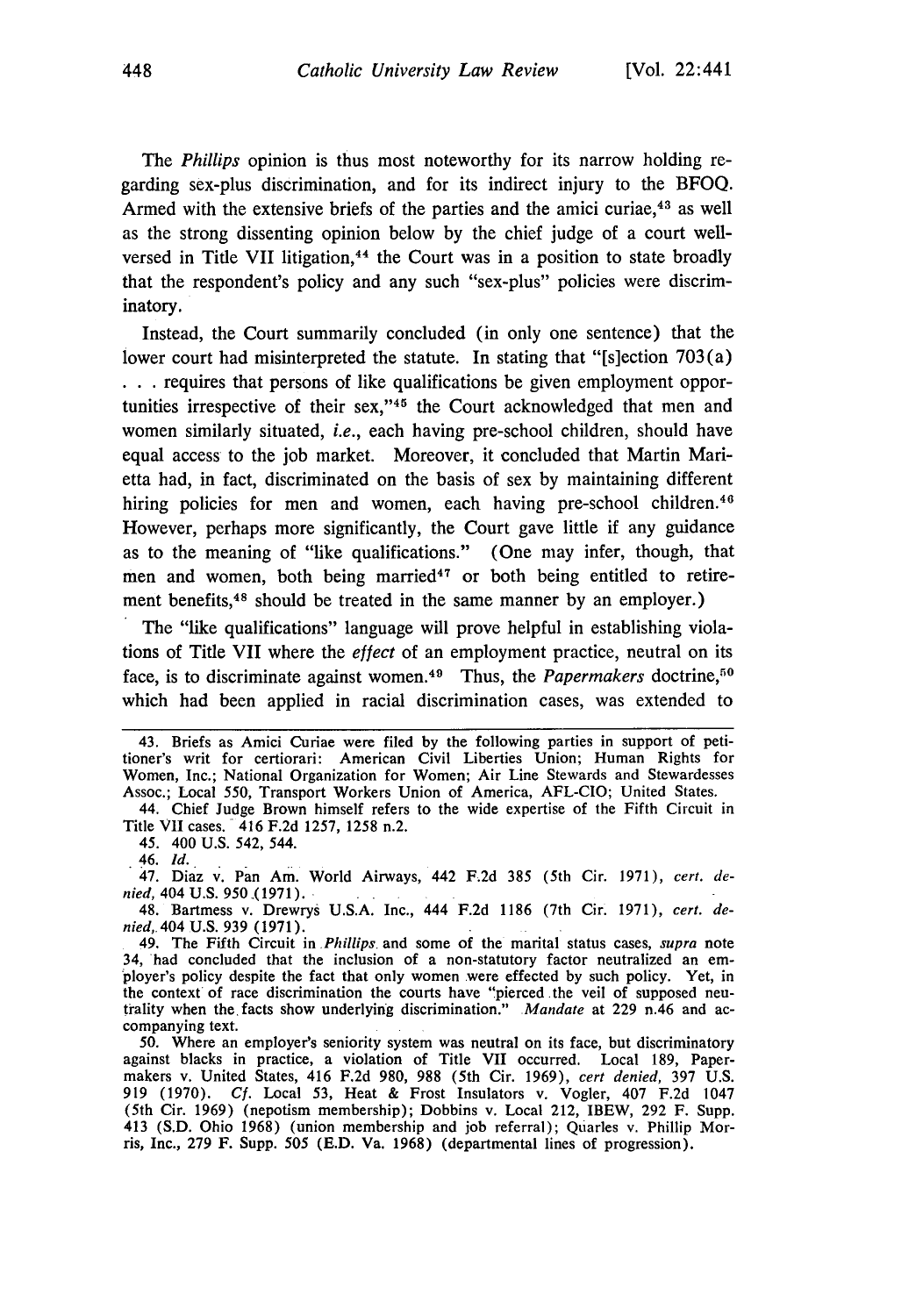The *Phillips* opinion is thus most noteworthy for its narrow holding regarding sex-plus discrimination, and for its indirect injury to the BFOQ. Armed with the extensive briefs of the parties and the amici curiae,[43] as well as the strong dissenting opinion below by the chief judge of a court well-versed in Title VII litigation,[44] the Court was in a position to state broadly that the respondent's policy and any such "sex-plus" policies were discriminatory.

Instead, the Court summarily concluded (in only one sentence) that the lower court had misinterpreted the statute. In stating that "[s]ection 703(a) . . . requires that persons of like qualifications be given employment opportunities irrespective of their sex,"[45] the Court acknowledged that men and women similarly situated, *i.e.*, each having pre-school children, should have equal access to the job market. Moreover, it concluded that Martin Marietta had, in fact, discriminated on the basis of sex by maintaining different hiring policies for men and women, each having pre-school children.[46] However, perhaps more significantly, the Court gave little if any guidance as to the meaning of "like qualifications." (One may infer, though, that men and women, both being married[47] or both being entitled to retirement benefits,[48] should be treated in the same manner by an employer.)

The "like qualifications" language will prove helpful in establishing violations of Title VII where the *effect* of an employment practice, neutral on its face, is to discriminate against women.[49] Thus, the *Papermakers* doctrine,[50] which had been applied in racial discrimination cases, was extended to

---

43. Briefs as Amici Curiae were filed by the following parties in support of petitioner's writ for certiorari: American Civil Liberties Union; Human Rights for Women, Inc.; National Organization for Women; Air Line Stewards and Stewardesses Assoc.; Local 550, Transport Workers Union of America, AFL-CIO; United States.

44. Chief Judge Brown himself refers to the wide expertise of the Fifth Circuit in Title VII cases. 416 F.2d 1257, 1258 n.2.

45. 400 U.S. 542, 544.

46. *Id.*

47. Diaz v. Pan Am. World Airways, 442 F.2d 385 (5th Cir. 1971), *cert. denied,* 404 U.S. 950 (1971).

48. Bartmess v. Drewrys U.S.A. Inc., 444 F.2d 1186 (7th Cir. 1971), *cert. denied,* 404 U.S. 939 (1971).

49. The Fifth Circuit in *Phillips* and some of the marital status cases, *supra* note 34, had concluded that the inclusion of a non-statutory factor neutralized an employer's policy despite the fact that only women were effected by such policy. Yet, in the context of race discrimination the courts have "pierced the veil of supposed neutrality when the facts show underlying discrimination." *Mandate* at 229 n.46 and accompanying text.

50. Where an employer's seniority system was neutral on its face, but discriminatory against blacks in practice, a violation of Title VII occurred. Local 189, Papermakers v. United States, 416 F.2d 980, 988 (5th Cir. 1969), *cert denied,* 397 U.S. 919 (1970). *Cf.* Local 53, Heat & Frost Insulators v. Vogler, 407 F.2d 1047 (5th Cir. 1969) (nepotism membership); Dobbins v. Local 212, IBEW, 292 F. Supp. 413 (S.D. Ohio 1968) (union membership and job referral); Quarles v. Phillip Morris, Inc., 279 F. Supp. 505 (E.D. Va. 1968) (departmental lines of progression).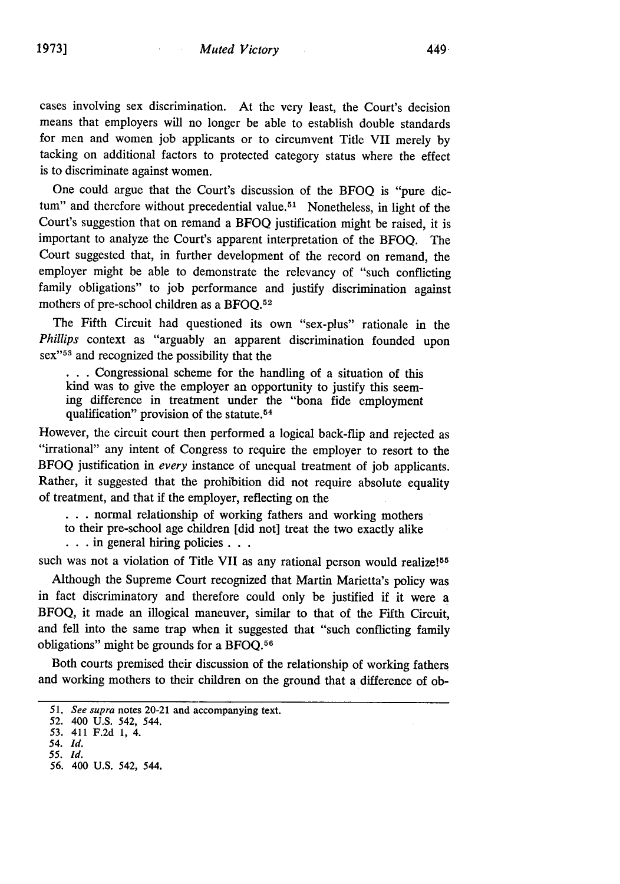cases involving sex discrimination. At the very least, the Court's decision means that employers will no longer be able to establish double standards for men and women job applicants or to circumvent Title VII merely by tacking on additional factors to protected category status where the effect is to discriminate against women.

One could argue that the Court's discussion of the BFOQ is "pure dictum" and therefore without precedential value.[51] Nonetheless, in light of the Court's suggestion that on remand a BFOQ justification might be raised, it is important to analyze the Court's apparent interpretation of the BFOQ. The Court suggested that, in further development of the record on remand, the employer might be able to demonstrate the relevancy of "such conflicting family obligations" to job performance and justify discrimination against mothers of pre-school children as a BFOQ.[52]

The Fifth Circuit had questioned its own "sex-plus" rationale in the *Phillips* context as "arguably an apparent discrimination founded upon sex"[53] and recognized the possibility that the

> . . . Congressional scheme for the handling of a situation of this kind was to give the employer an opportunity to justify this seeming difference in treatment under the "bona fide employment qualification" provision of the statute.[54]

However, the circuit court then performed a logical back-flip and rejected as "irrational" any intent of Congress to require the employer to resort to the BFOQ justification in *every* instance of unequal treatment of job applicants. Rather, it suggested that the prohibition did not require absolute equality of treatment, and that if the employer, reflecting on the

> . . . normal relationship of working fathers and working mothers to their pre-school age children [did not] treat the two exactly alike . . . in general hiring policies . . .

such was not a violation of Title VII as any rational person would realize![55]

Although the Supreme Court recognized that Martin Marietta's policy was in fact discriminatory and therefore could only be justified if it were a BFOQ, it made an illogical maneuver, similar to that of the Fifth Circuit, and fell into the same trap when it suggested that "such conflicting family obligations" might be grounds for a BFOQ.[56]

Both courts premised their discussion of the relationship of working fathers and working mothers to their children on the ground that a difference of ob-

---

51. *See supra* notes 20-21 and accompanying text.
52. 400 U.S. 542, 544.
53. 411 F.2d 1, 4.
54. *Id.*
55. *Id.*
56. 400 U.S. 542, 544.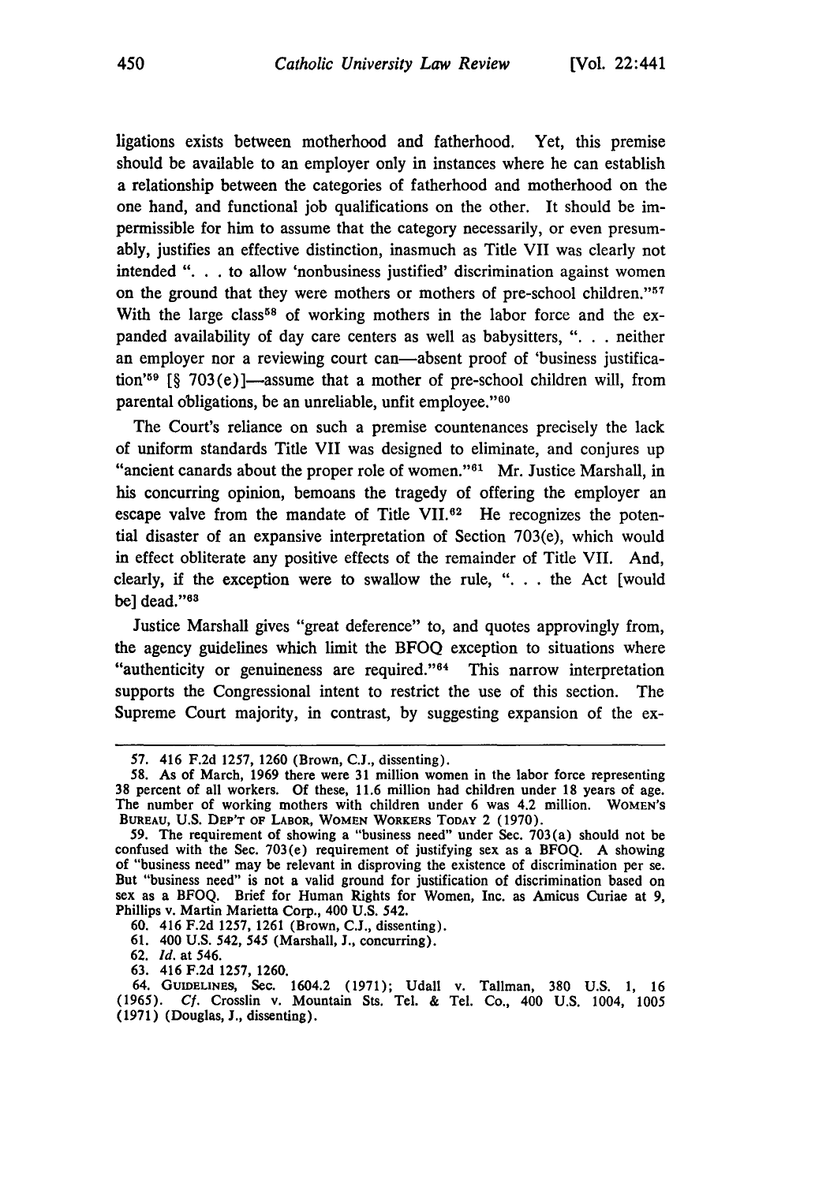ligations exists between motherhood and fatherhood. Yet, this premise should be available to an employer only in instances where he can establish a relationship between the categories of fatherhood and motherhood on the one hand, and functional job qualifications on the other. It should be impermissible for him to assume that the category necessarily, or even presumably, justifies an effective distinction, inasmuch as Title VII was clearly not intended ". . . to allow 'nonbusiness justified' discrimination against women on the ground that they were mothers or mothers of pre-school children."[57] With the large class[58] of working mothers in the labor force and the expanded availability of day care centers as well as babysitters, ". . . neither an employer nor a reviewing court can—absent proof of 'business justification'[59] [§ 703(e)]—assume that a mother of pre-school children will, from parental obligations, be an unreliable, unfit employee."[60]

The Court's reliance on such a premise countenances precisely the lack of uniform standards Title VII was designed to eliminate, and conjures up "ancient canards about the proper role of women."[61] Mr. Justice Marshall, in his concurring opinion, bemoans the tragedy of offering the employer an escape valve from the mandate of Title VII.[62] He recognizes the potential disaster of an expansive interpretation of Section 703(e), which would in effect obliterate any positive effects of the remainder of Title VII. And, clearly, if the exception were to swallow the rule, ". . . the Act [would be] dead."[63]

Justice Marshall gives "great deference" to, and quotes approvingly from, the agency guidelines which limit the BFOQ exception to situations where "authenticity or genuineness are required."[64] This narrow interpretation supports the Congressional intent to restrict the use of this section. The Supreme Court majority, in contrast, by suggesting expansion of the ex-

---

57. 416 F.2d 1257, 1260 (Brown, C.J., dissenting).

58. As of March, 1969 there were 31 million women in the labor force representing 38 percent of all workers. Of these, 11.6 million had children under 18 years of age. The number of working mothers with children under 6 was 4.2 million. WOMEN'S BUREAU, U.S. DEP'T OF LABOR, WOMEN WORKERS TODAY 2 (1970).

59. The requirement of showing a "business need" under Sec. 703(a) should not be confused with the Sec. 703(e) requirement of justifying sex as a BFOQ. A showing of "business need" may be relevant in disproving the existence of discrimination per se. But "business need" is not a valid ground for justification of discrimination based on sex as a BFOQ. Brief for Human Rights for Women, Inc. as Amicus Curiae at 9, Phillips v. Martin Marietta Corp., 400 U.S. 542.

60. 416 F.2d 1257, 1261 (Brown, C.J., dissenting).

61. 400 U.S. 542, 545 (Marshall, J., concurring).

62. *Id.* at 546.

63. 416 F.2d 1257, 1260.

64. GUIDELINES, Sec. 1604.2 (1971); Udall v. Tallman, 380 U.S. 1, 16 (1965). *Cf.* Crosslin v. Mountain Sts. Tel. & Tel. Co., 400 U.S. 1004, 1005 (1971) (Douglas, J., dissenting).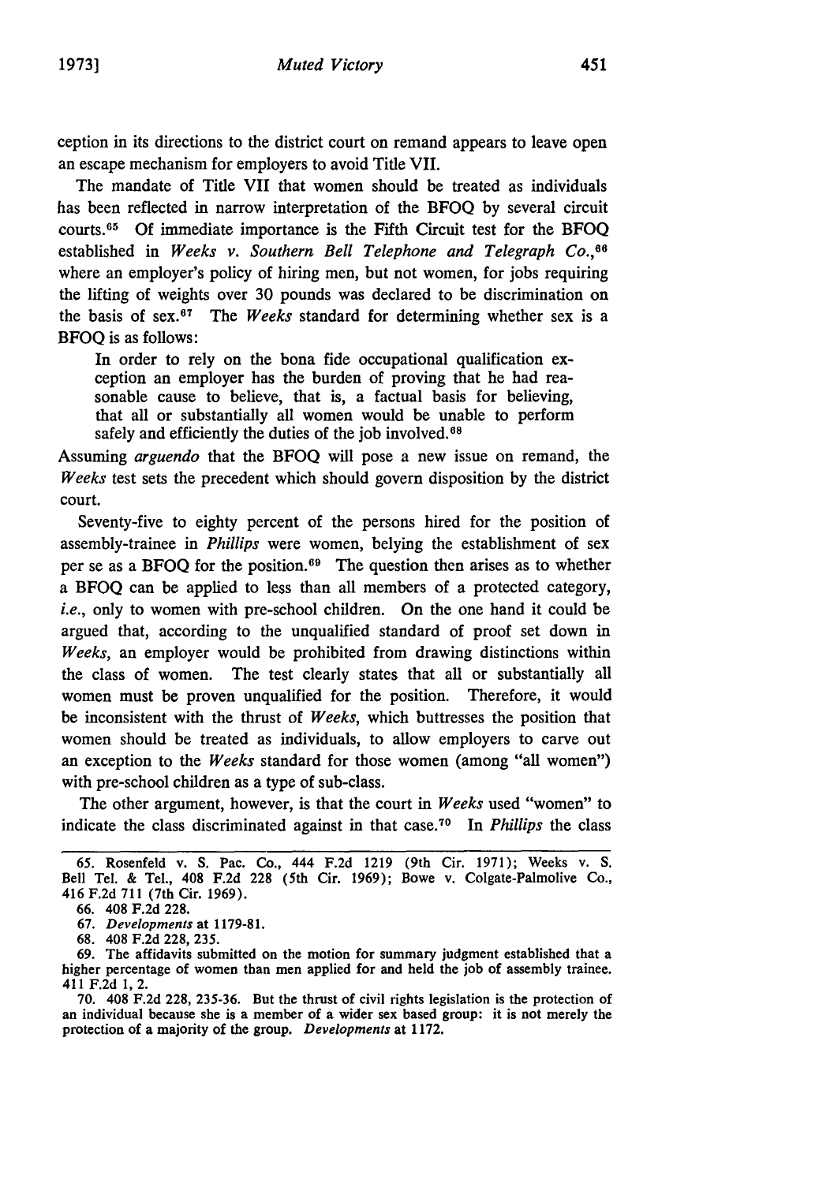ception in its directions to the district court on remand appears to leave open an escape mechanism for employers to avoid Title VII.

The mandate of Title VII that women should be treated as individuals has been reflected in narrow interpretation of the BFOQ by several circuit courts.[65] Of immediate importance is the Fifth Circuit test for the BFOQ established in *Weeks v. Southern Bell Telephone and Telegraph Co.*,[66] where an employer's policy of hiring men, but not women, for jobs requiring the lifting of weights over 30 pounds was declared to be discrimination on the basis of sex.[67] The *Weeks* standard for determining whether sex is a BFOQ is as follows:

> In order to rely on the bona fide occupational qualification exception an employer has the burden of proving that he had reasonable cause to believe, that is, a factual basis for believing, that all or substantially all women would be unable to perform safely and efficiently the duties of the job involved.[68]

Assuming *arguendo* that the BFOQ will pose a new issue on remand, the *Weeks* test sets the precedent which should govern disposition by the district court.

Seventy-five to eighty percent of the persons hired for the position of assembly-trainee in *Phillips* were women, belying the establishment of sex per se as a BFOQ for the position.[69] The question then arises as to whether a BFOQ can be applied to less than all members of a protected category, *i.e.*, only to women with pre-school children. On the one hand it could be argued that, according to the unqualified standard of proof set down in *Weeks*, an employer would be prohibited from drawing distinctions within the class of women. The test clearly states that all or substantially all women must be proven unqualified for the position. Therefore, it would be inconsistent with the thrust of *Weeks*, which buttresses the position that women should be treated as individuals, to allow employers to carve out an exception to the *Weeks* standard for those women (among "all women") with pre-school children as a type of sub-class.

The other argument, however, is that the court in *Weeks* used "women" to indicate the class discriminated against in that case.[70] In *Phillips* the class

---

65. Rosenfeld v. S. Pac. Co., 444 F.2d 1219 (9th Cir. 1971); Weeks v. S. Bell Tel. & Tel., 408 F.2d 228 (5th Cir. 1969); Bowe v. Colgate-Palmolive Co., 416 F.2d 711 (7th Cir. 1969).

66. 408 F.2d 228.

67. *Developments* at 1179-81.

68. 408 F.2d 228, 235.

69. The affidavits submitted on the motion for summary judgment established that a higher percentage of women than men applied for and held the job of assembly trainee. 411 F.2d 1, 2.

70. 408 F.2d 228, 235-36. But the thrust of civil rights legislation is the protection of an individual because she is a member of a wider sex based group: it is not merely the protection of a majority of the group. *Developments* at 1172.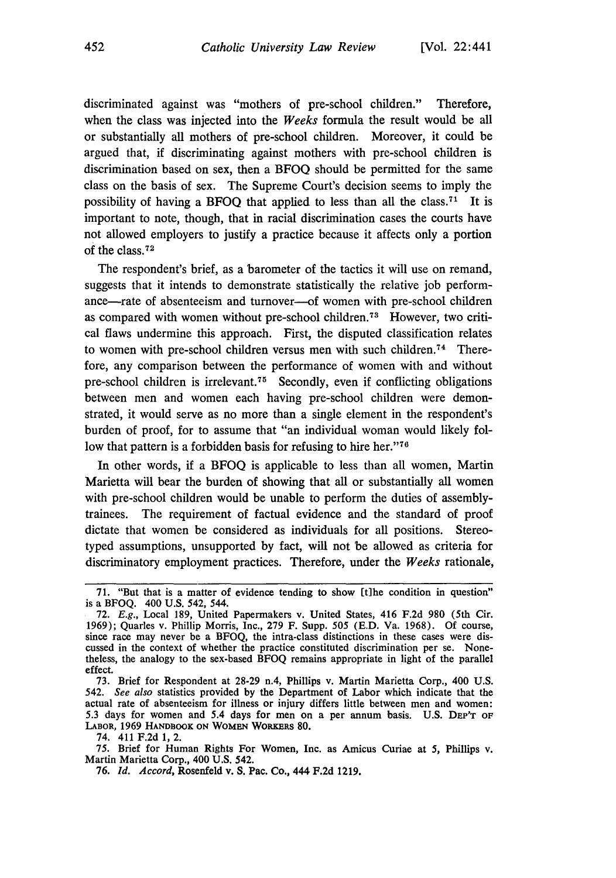discriminated against was "mothers of pre-school children." Therefore, when the class was injected into the *Weeks* formula the result would be all or substantially all mothers of pre-school children. Moreover, it could be argued that, if discriminating against mothers with pre-school children is discrimination based on sex, then a BFOQ should be permitted for the same class on the basis of sex. The Supreme Court's decision seems to imply the possibility of having a BFOQ that applied to less than all the class.[71] It is important to note, though, that in racial discrimination cases the courts have not allowed employers to justify a practice because it affects only a portion of the class.[72]

The respondent's brief, as a barometer of the tactics it will use on remand, suggests that it intends to demonstrate statistically the relative job performance—rate of absenteeism and turnover—of women with pre-school children as compared with women without pre-school children.[73] However, two critical flaws undermine this approach. First, the disputed classification relates to women with pre-school children versus men with such children.[74] Therefore, any comparison between the performance of women with and without pre-school children is irrelevant.[75] Secondly, even if conflicting obligations between men and women each having pre-school children were demonstrated, it would serve as no more than a single element in the respondent's burden of proof, for to assume that "an individual woman would likely follow that pattern is a forbidden basis for refusing to hire her."[76]

In other words, if a BFOQ is applicable to less than all women, Martin Marietta will bear the burden of showing that all or substantially all women with pre-school children would be unable to perform the duties of assembly-trainees. The requirement of factual evidence and the standard of proof dictate that women be considered as individuals for all positions. Stereotyped assumptions, unsupported by fact, will not be allowed as criteria for discriminatory employment practices. Therefore, under the *Weeks* rationale,

---

71. "But that is a matter of evidence tending to show [t]he condition in question" is a BFOQ. 400 U.S. 542, 544.

72. *E.g.*, Local 189, United Papermakers v. United States, 416 F.2d 980 (5th Cir. 1969); Quarles v. Phillip Morris, Inc., 279 F. Supp. 505 (E.D. Va. 1968). Of course, since race may never be a BFOQ, the intra-class distinctions in these cases were discussed in the context of whether the practice constituted discrimination per se. Nonetheless, the analogy to the sex-based BFOQ remains appropriate in light of the parallel effect.

73. Brief for Respondent at 28-29 n.4, Phillips v. Martin Marietta Corp., 400 U.S. 542. *See also* statistics provided by the Department of Labor which indicate that the actual rate of absenteeism for illness or injury differs little between men and women: 5.3 days for women and 5.4 days for men on a per annum basis. U.S. DEP'T OF LABOR, 1969 HANDBOOK ON WOMEN WORKERS 80.

74. 411 F.2d 1, 2.

75. Brief for Human Rights For Women, Inc. as Amicus Curiae at 5, Phillips v. Martin Marietta Corp., 400 U.S. 542.

76. *Id. Accord*, Rosenfeld v. S. Pac. Co., 444 F.2d 1219.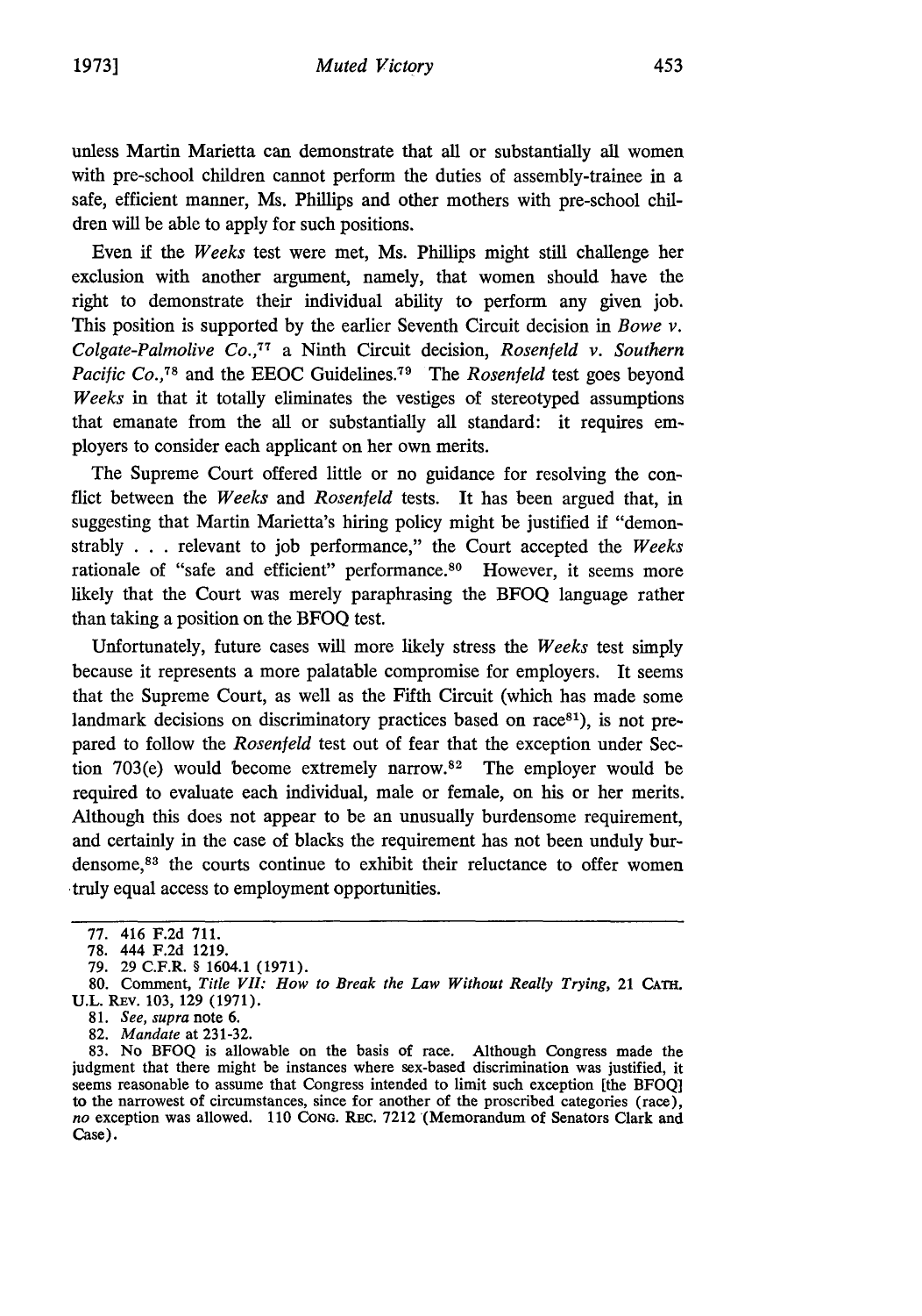unless Martin Marietta can demonstrate that all or substantially all women with pre-school children cannot perform the duties of assembly-trainee in a safe, efficient manner, Ms. Phillips and other mothers with pre-school children will be able to apply for such positions.

Even if the *Weeks* test were met, Ms. Phillips might still challenge her exclusion with another argument, namely, that women should have the right to demonstrate their individual ability to perform any given job. This position is supported by the earlier Seventh Circuit decision in *Bowe v. Colgate-Palmolive Co.*,[77] a Ninth Circuit decision, *Rosenfeld v. Southern Pacific Co.*,[78] and the EEOC Guidelines.[79] The *Rosenfeld* test goes beyond *Weeks* in that it totally eliminates the vestiges of stereotyped assumptions that emanate from the all or substantially all standard: it requires employers to consider each applicant on her own merits.

The Supreme Court offered little or no guidance for resolving the conflict between the *Weeks* and *Rosenfeld* tests. It has been argued that, in suggesting that Martin Marietta's hiring policy might be justified if "demonstrably . . . relevant to job performance," the Court accepted the *Weeks* rationale of "safe and efficient" performance.[80] However, it seems more likely that the Court was merely paraphrasing the BFOQ language rather than taking a position on the BFOQ test.

Unfortunately, future cases will more likely stress the *Weeks* test simply because it represents a more palatable compromise for employers. It seems that the Supreme Court, as well as the Fifth Circuit (which has made some landmark decisions on discriminatory practices based on race[81]), is not prepared to follow the *Rosenfeld* test out of fear that the exception under Section 703(e) would become extremely narrow.[82] The employer would be required to evaluate each individual, male or female, on his or her merits. Although this does not appear to be an unusually burdensome requirement, and certainly in the case of blacks the requirement has not been unduly burdensome,[83] the courts continue to exhibit their reluctance to offer women truly equal access to employment opportunities.

---

77. 416 F.2d 711.

78. 444 F.2d 1219.

79. 29 C.F.R. § 1604.1 (1971).

80. Comment, *Title VII: How to Break the Law Without Really Trying*, 21 CATH. U.L. REV. 103, 129 (1971).

81. *See, supra* note 6.

82. *Mandate* at 231-32.

83. No BFOQ is allowable on the basis of race. Although Congress made the judgment that there might be instances where sex-based discrimination was justified, it seems reasonable to assume that Congress intended to limit such exception [the BFOQ] to the narrowest of circumstances, since for another of the proscribed categories (race), *no* exception was allowed. 110 CONG. REC. 7212 (Memorandum of Senators Clark and Case).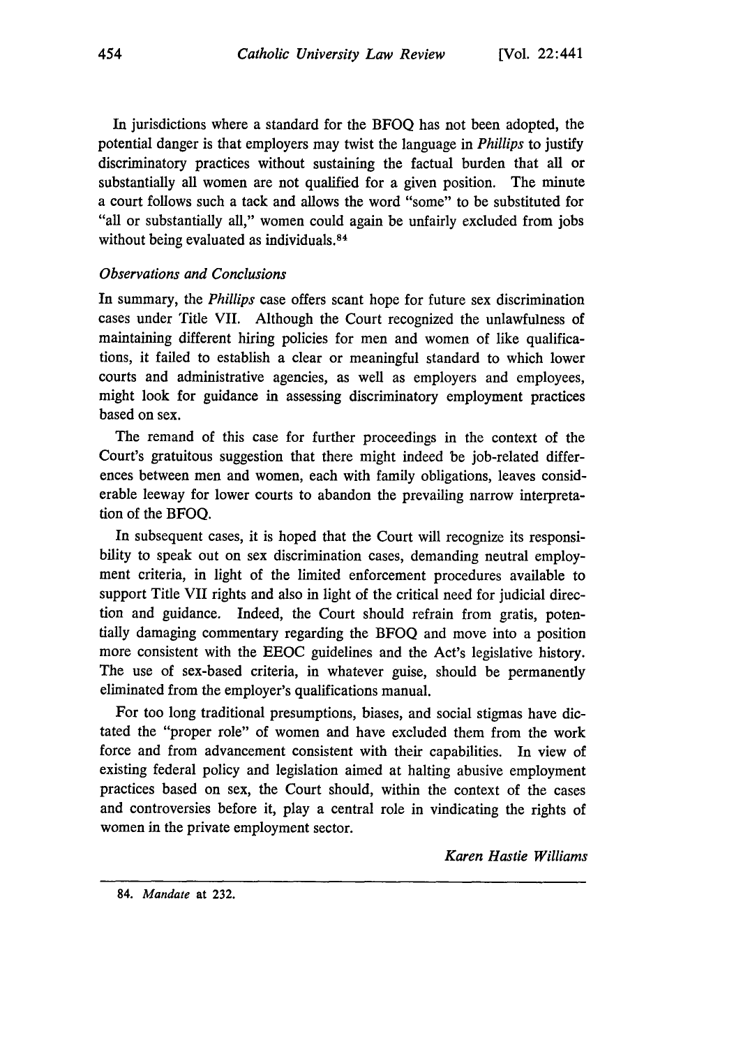In jurisdictions where a standard for the BFOQ has not been adopted, the potential danger is that employers may twist the language in *Phillips* to justify discriminatory practices without sustaining the factual burden that all or substantially all women are not qualified for a given position. The minute a court follows such a tack and allows the word "some" to be substituted for "all or substantially all," women could again be unfairly excluded from jobs without being evaluated as individuals.[84]

### *Observations and Conclusions*

In summary, the *Phillips* case offers scant hope for future sex discrimination cases under Title VII. Although the Court recognized the unlawfulness of maintaining different hiring policies for men and women of like qualifications, it failed to establish a clear or meaningful standard to which lower courts and administrative agencies, as well as employers and employees, might look for guidance in assessing discriminatory employment practices based on sex.

The remand of this case for further proceedings in the context of the Court's gratuitous suggestion that there might indeed be job-related differences between men and women, each with family obligations, leaves considerable leeway for lower courts to abandon the prevailing narrow interpretation of the BFOQ.

In subsequent cases, it is hoped that the Court will recognize its responsibility to speak out on sex discrimination cases, demanding neutral employment criteria, in light of the limited enforcement procedures available to support Title VII rights and also in light of the critical need for judicial direction and guidance. Indeed, the Court should refrain from gratis, potentially damaging commentary regarding the BFOQ and move into a position more consistent with the EEOC guidelines and the Act's legislative history. The use of sex-based criteria, in whatever guise, should be permanently eliminated from the employer's qualifications manual.

For too long traditional presumptions, biases, and social stigmas have dictated the "proper role" of women and have excluded them from the work force and from advancement consistent with their capabilities. In view of existing federal policy and legislation aimed at halting abusive employment practices based on sex, the Court should, within the context of the cases and controversies before it, play a central role in vindicating the rights of women in the private employment sector.

*Karen Hastie Williams*

---

84. *Mandate* at 232.